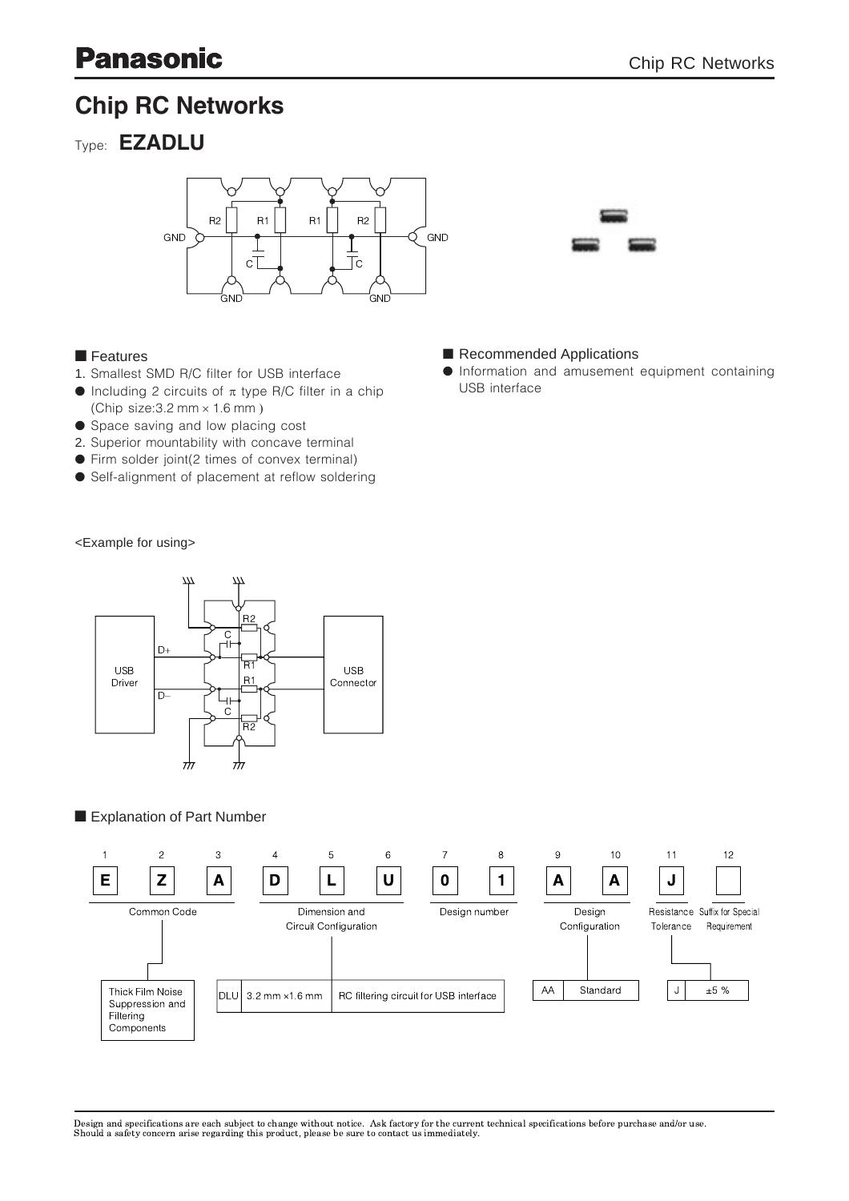# Chip RC Networks

Type: **EZADLU**

## ■ Features

1. Smallest SMD R/C filter for USB interface
- Including 2 circuits of π type R/C filter in a chip (Chip size:3.2 mm × 1.6 mm )
- Space saving and low placing cost
2. Superior mountability with concave terminal
- Firm solder joint(2 times of convex terminal)
- Self-alignment of placement at reflow soldering

## ■ Recommended Applications

- Information and amusement equipment containing USB interface

<Example for using>

## ■ Explanation of Part Number

| 1 | 2 | 3 | 4 | 5 | 6 | 7 | 8 | 9 | 10 | 11 | 12 |
|---|---|---|---|---|---|---|---|---|---|---|---|
| E | Z | A | D | L | U | 0 | 1 | A | A | J | |
| Common Code | | | Dimension and Circuit Configuration | | | Design number | | Design Configuration | | Resistance Tolerance | Suffix for Special Requirement |

Common Code: Thick Film Noise Suppression and Filtering Components

| Code | Dimension | Circuit Configuration |
|---|---|---|
| DLU | 3.2 mm ×1.6 mm | RC filtering circuit for USB interface |

| Design Configuration | |
|---|---|
| AA | Standard |

| Resistance Tolerance | |
|---|---|
| J | ±5 % |

Design and specifications are each subject to change without notice. Ask factory for the current technical specifications before purchase and/or use.
Should a safety concern arise regarding this product, please be sure to contact us immediately.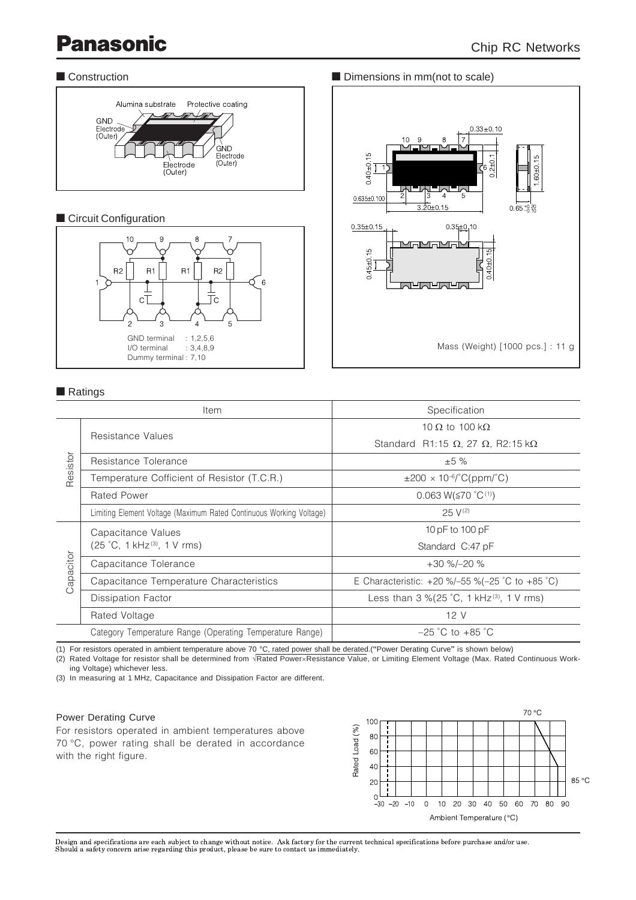## Construction

## Circuit Configuration

GND terminal : 1,2,5,6
I/O terminal : 3,4,8,9
Dummy terminal : 7,10

## Dimensions in mm(not to scale)

Mass (Weight) [1000 pcs.] : 11 g

## Ratings

| | Item | Specification |
|---|---|---|
| Resistor | Resistance Values | 10 Ω to 100 kΩ |
| | | Standard R1:15 Ω, 27 Ω, R2:15 kΩ |
| | Resistance Tolerance | ±5 % |
| | Temperature Cofficient of Resistor (T.C.R.) | $\pm 200 \times 10^{-6}$/°C(ppm/°C) |
| | Rated Power | 0.063 W(≦70 °C[1]) |
| | Limiting Element Voltage (Maximum Rated Continuous Working Voltage) | 25 V[2] |
| Capacitor | Capacitance Values (25 °C, 1 kHz[3], 1 V rms) | 10 pF to 100 pF |
| | | Standard C:47 pF |
| | Capacitance Tolerance | +30 %/–20 % |
| | Capacitance Temperature Characteristics | E Characteristic: +20 %/–55 %(–25 °C to +85 °C) |
| | Dissipation Factor | Less than 3 %(25 °C, 1 kHz[3], 1 V rms) |
| | Rated Voltage | 12 V |
| Category Temperature Range (Operating Temperature Range) | | –25 °C to +85 °C |

(1) For resistors operated in ambient temperature above 70 °C, rated power shall be derated.("Power Derating Curve" is shown below)
(2) Rated Voltage for resistor shall be determined from $\sqrt{\text{Rated Power} \times \text{Resistance Value}}$, or Limiting Element Voltage (Max. Rated Continuous Working Voltage) whichever less.
(3) In measuring at 1 MHz, Capacitance and Dissipation Factor are different.

### Power Derating Curve

For resistors operated in ambient temperatures above 70 °C, power rating shall be derated in accordance with the right figure.

Design and specifications are each subject to change without notice. Ask factory for the current technical specifications before purchase and/or use.
Should a safety concern arise regarding this product, please be sure to contact us immediately.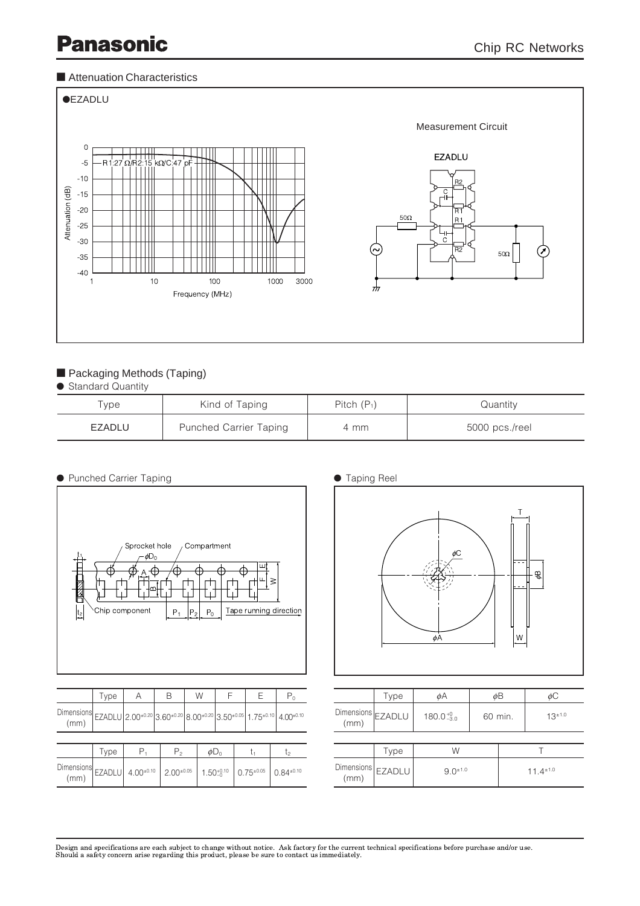## Attenuation Characteristics

●EZADLU

Measurement Circuit

## Packaging Methods (Taping)

● Standard Quantity

| Type | Kind of Taping | Pitch ($P_1$) | Quantity |
|---|---|---|---|
| EZADLU | Punched Carrier Taping | 4 mm | 5000 pcs./reel |

● Punched Carrier Taping

| | Type | A | B | W | F | E | $P_0$ |
|---|---|---|---|---|---|---|---|
| Dimensions (mm) | EZADLU | $2.00^{\pm0.20}$ | $3.60^{\pm0.20}$ | $8.00^{\pm0.20}$ | $3.50^{\pm0.05}$ | $1.75^{\pm0.10}$ | $4.00^{\pm0.10}$ |

| | Type | $P_1$ | $P_2$ | $\phi D_0$ | $t_1$ | $t_2$ |
|---|---|---|---|---|---|---|
| Dimensions (mm) | EZADLU | $4.00^{\pm0.10}$ | $2.00^{\pm0.05}$ | $1.50^{+0.10}_{0}$ | $0.75^{\pm0.05}$ | $0.84^{\pm0.10}$ |

● Taping Reel

| | Type | $\phi A$ | $\phi B$ | $\phi C$ |
|---|---|---|---|---|
| Dimensions (mm) | EZADLU | $180.0^{+0}_{-3.0}$ | 60 min. | $13^{\pm1.0}$ |

| | Type | W | T |
|---|---|---|---|
| Dimensions (mm) | EZADLU | $9.0^{\pm1.0}$ | $11.4^{\pm1.0}$ |

Design and specifications are each subject to change without notice. Ask factory for the current technical specifications before purchase and/or use.
Should a safety concern arise regarding this product, please be sure to contact us immediately.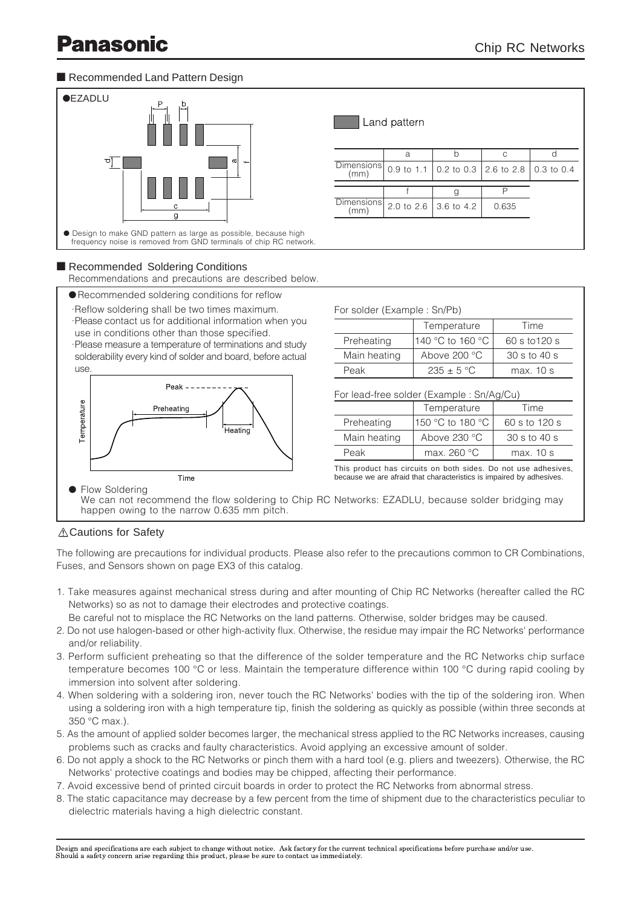## Recommended Land Pattern Design

●EZADLU

Land pattern

| | a | b | c | d |
|---|---|---|---|---|
| Dimensions (mm) | 0.9 to 1.1 | 0.2 to 0.3 | 2.6 to 2.8 | 0.3 to 0.4 |

| | f | g | P |
|---|---|---|---|
| Dimensions (mm) | 2.0 to 2.6 | 3.6 to 4.2 | 0.635 |

● Design to make GND pattern as large as possible, because high frequency noise is removed from GND terminals of chip RC network.

## Recommended Soldering Conditions

Recommendations and precautions are described below.

●Recommended soldering conditions for reflow

- Reflow soldering shall be two times maximum.
- Please contact us for additional information when you use in conditions other than those specified.
- Please measure a temperature of terminations and study solderability every kind of solder and board, before actual use.

For solder (Example : Sn/Pb)

| | Temperature | Time |
|---|---|---|
| Preheating | 140 °C to 160 °C | 60 s to120 s |
| Main heating | Above 200 °C | 30 s to 40 s |
| Peak | 235 ± 5 °C | max. 10 s |

For lead-free solder (Example : Sn/Ag/Cu)

| | Temperature | Time |
|---|---|---|
| Preheating | 150 °C to 180 °C | 60 s to 120 s |
| Main heating | Above 230 °C | 30 s to 40 s |
| Peak | max. 260 °C | max. 10 s |

This product has circuits on both sides. Do not use adhesives, because we are afraid that characteristics is impaired by adhesives.

● Flow Soldering

We can not recommend the flow soldering to Chip RC Networks: EZADLU, because solder bridging may happen owing to the narrow 0.635 mm pitch.

## ⚠Cautions for Safety

The following are precautions for individual products. Please also refer to the precautions common to CR Combinations, Fuses, and Sensors shown on page EX3 of this catalog.

1. Take measures against mechanical stress during and after mounting of Chip RC Networks (hereafter called the RC Networks) so as not to damage their electrodes and protective coatings.
   Be careful not to misplace the RC Networks on the land patterns. Otherwise, solder bridges may be caused.
2. Do not use halogen-based or other high-activity flux. Otherwise, the residue may impair the RC Networks' performance and/or reliability.
3. Perform sufficient preheating so that the difference of the solder temperature and the RC Networks chip surface temperature becomes 100 °C or less. Maintain the temperature difference within 100 °C during rapid cooling by immersion into solvent after soldering.
4. When soldering with a soldering iron, never touch the RC Networks' bodies with the tip of the soldering iron. When using a soldering iron with a high temperature tip, finish the soldering as quickly as possible (within three seconds at 350 °C max.).
5. As the amount of applied solder becomes larger, the mechanical stress applied to the RC Networks increases, causing problems such as cracks and faulty characteristics. Avoid applying an excessive amount of solder.
6. Do not apply a shock to the RC Networks or pinch them with a hard tool (e.g. pliers and tweezers). Otherwise, the RC Networks' protective coatings and bodies may be chipped, affecting their performance.
7. Avoid excessive bend of printed circuit boards in order to protect the RC Networks from abnormal stress.
8. The static capacitance may decrease by a few percent from the time of shipment due to the characteristics peculiar to dielectric materials having a high dielectric constant.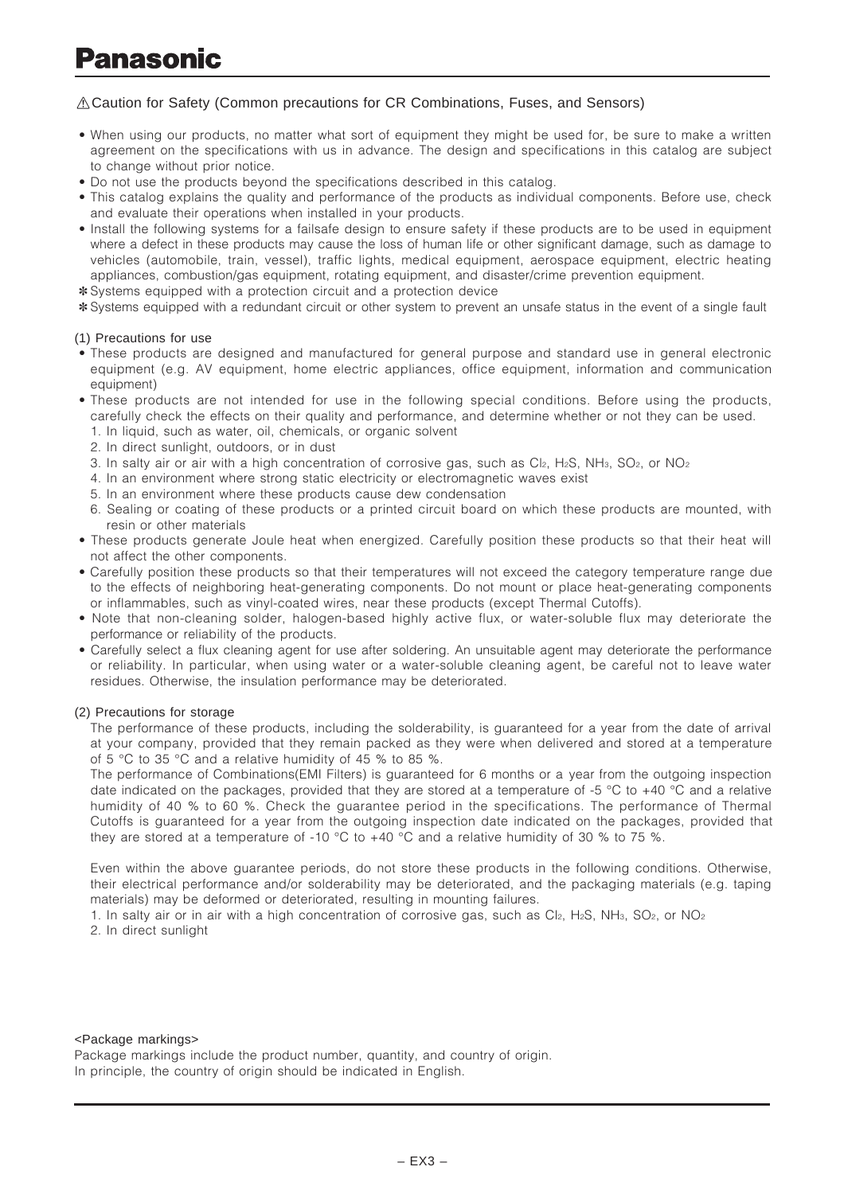# Panasonic

## ⚠Caution for Safety (Common precautions for CR Combinations, Fuses, and Sensors)

- When using our products, no matter what sort of equipment they might be used for, be sure to make a written agreement on the specifications with us in advance. The design and specifications in this catalog are subject to change without prior notice.
- Do not use the products beyond the specifications described in this catalog.
- This catalog explains the quality and performance of the products as individual components. Before use, check and evaluate their operations when installed in your products.
- Install the following systems for a failsafe design to ensure safety if these products are to be used in equipment where a defect in these products may cause the loss of human life or other significant damage, such as damage to vehicles (automobile, train, vessel), traffic lights, medical equipment, aerospace equipment, electric heating appliances, combustion/gas equipment, rotating equipment, and disaster/crime prevention equipment.

✻Systems equipped with a protection circuit and a protection device

✻Systems equipped with a redundant circuit or other system to prevent an unsafe status in the event of a single fault

### (1) Precautions for use

- These products are designed and manufactured for general purpose and standard use in general electronic equipment (e.g. AV equipment, home electric appliances, office equipment, information and communication equipment)
- These products are not intended for use in the following special conditions. Before using the products, carefully check the effects on their quality and performance, and determine whether or not they can be used.
  1. In liquid, such as water, oil, chemicals, or organic solvent
  2. In direct sunlight, outdoors, or in dust
  3. In salty air or air with a high concentration of corrosive gas, such as $Cl_2$, $H_2S$, $NH_3$, $SO_2$, or $NO_2$
  4. In an environment where strong static electricity or electromagnetic waves exist
  5. In an environment where these products cause dew condensation
  6. Sealing or coating of these products or a printed circuit board on which these products are mounted, with resin or other materials
- These products generate Joule heat when energized. Carefully position these products so that their heat will not affect the other components.
- Carefully position these products so that their temperatures will not exceed the category temperature range due to the effects of neighboring heat-generating components. Do not mount or place heat-generating components or inflammables, such as vinyl-coated wires, near these products (except Thermal Cutoffs).
- Note that non-cleaning solder, halogen-based highly active flux, or water-soluble flux may deteriorate the performance or reliability of the products.
- Carefully select a flux cleaning agent for use after soldering. An unsuitable agent may deteriorate the performance or reliability. In particular, when using water or a water-soluble cleaning agent, be careful not to leave water residues. Otherwise, the insulation performance may be deteriorated.

### (2) Precautions for storage

The performance of these products, including the solderability, is guaranteed for a year from the date of arrival at your company, provided that they remain packed as they were when delivered and stored at a temperature of 5 °C to 35 °C and a relative humidity of 45 % to 85 %.

The performance of Combinations(EMI Filters) is guaranteed for 6 months or a year from the outgoing inspection date indicated on the packages, provided that they are stored at a temperature of -5 °C to +40 °C and a relative humidity of 40 % to 60 %. Check the guarantee period in the specifications. The performance of Thermal Cutoffs is guaranteed for a year from the outgoing inspection date indicated on the packages, provided that they are stored at a temperature of -10 °C to +40 °C and a relative humidity of 30 % to 75 %.

Even within the above guarantee periods, do not store these products in the following conditions. Otherwise, their electrical performance and/or solderability may be deteriorated, and the packaging materials (e.g. taping materials) may be deformed or deteriorated, resulting in mounting failures.

1. In salty air or in air with a high concentration of corrosive gas, such as $Cl_2$, $H_2S$, $NH_3$, $SO_2$, or $NO_2$
2. In direct sunlight

<Package markings>

Package markings include the product number, quantity, and country of origin.
In principle, the country of origin should be indicated in English.